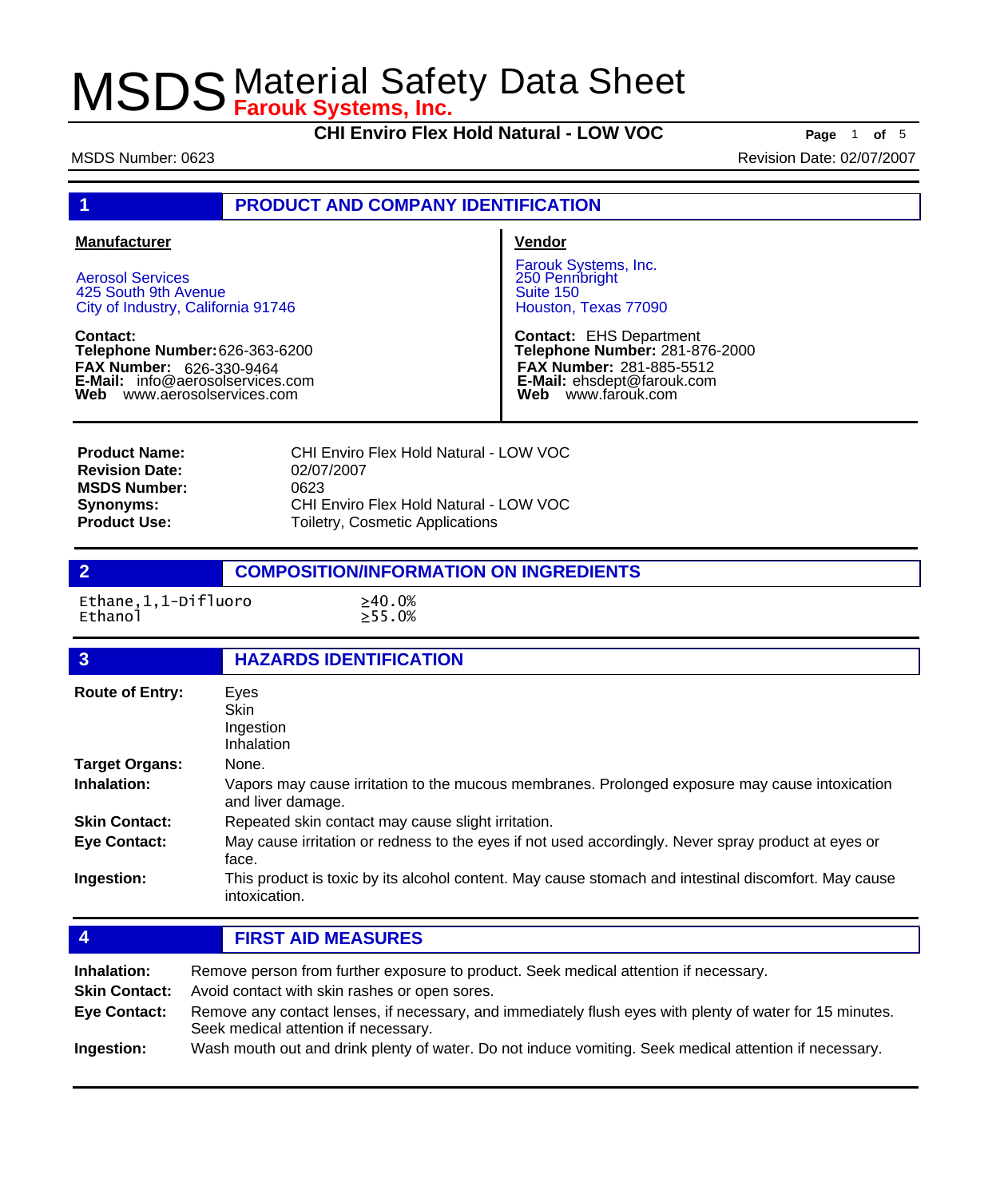# MSDS Material Safety Data Sheet
**Farouk Systems, Inc.**

**CHI Enviro Flex Hold Natural - LOW VOC**

MSDS Number: 0623 | Revision Date: 02/07/2007

## 1 PRODUCT AND COMPANY IDENTIFICATION

**Manufacturer**

Aerosol Services
425 South 9th Avenue
City of Industry, California 91746

**Contact:**
**Telephone Number:** 626-363-6200
**FAX Number:** 626-330-9464
**E-Mail:** info@aerosolservices.com
**Web** www.aerosolservices.com

**Vendor**

Farouk Systems, Inc.
250 Pennbright
Suite 150
Houston, Texas 77090

**Contact:** EHS Department
**Telephone Number:** 281-876-2000
**FAX Number:** 281-885-5512
**E-Mail:** ehsdept@farouk.com
**Web** www.farouk.com

**Product Name:** CHI Enviro Flex Hold Natural - LOW VOC
**Revision Date:** 02/07/2007
**MSDS Number:** 0623
**Synonyms:** CHI Enviro Flex Hold Natural - LOW VOC
**Product Use:** Toiletry, Cosmetic Applications

## 2 COMPOSITION/INFORMATION ON INGREDIENTS

| Ingredient | Percentage |
|---|---|
| Ethane,1,1-Difluoro | ≥40.0% |
| Ethanol | ≥55.0% |

## 3 HAZARDS IDENTIFICATION

**Route of Entry:** Eyes
Skin
Ingestion
Inhalation

**Target Organs:** None.

**Inhalation:** Vapors may cause irritation to the mucous membranes. Prolonged exposure may cause intoxication and liver damage.

**Skin Contact:** Repeated skin contact may cause slight irritation.

**Eye Contact:** May cause irritation or redness to the eyes if not used accordingly. Never spray product at eyes or face.

**Ingestion:** This product is toxic by its alcohol content. May cause stomach and intestinal discomfort. May cause intoxication.

## 4 FIRST AID MEASURES

**Inhalation:** Remove person from further exposure to product. Seek medical attention if necessary.

**Skin Contact:** Avoid contact with skin rashes or open sores.

**Eye Contact:** Remove any contact lenses, if necessary, and immediately flush eyes with plenty of water for 15 minutes. Seek medical attention if necessary.

**Ingestion:** Wash mouth out and drink plenty of water. Do not induce vomiting. Seek medical attention if necessary.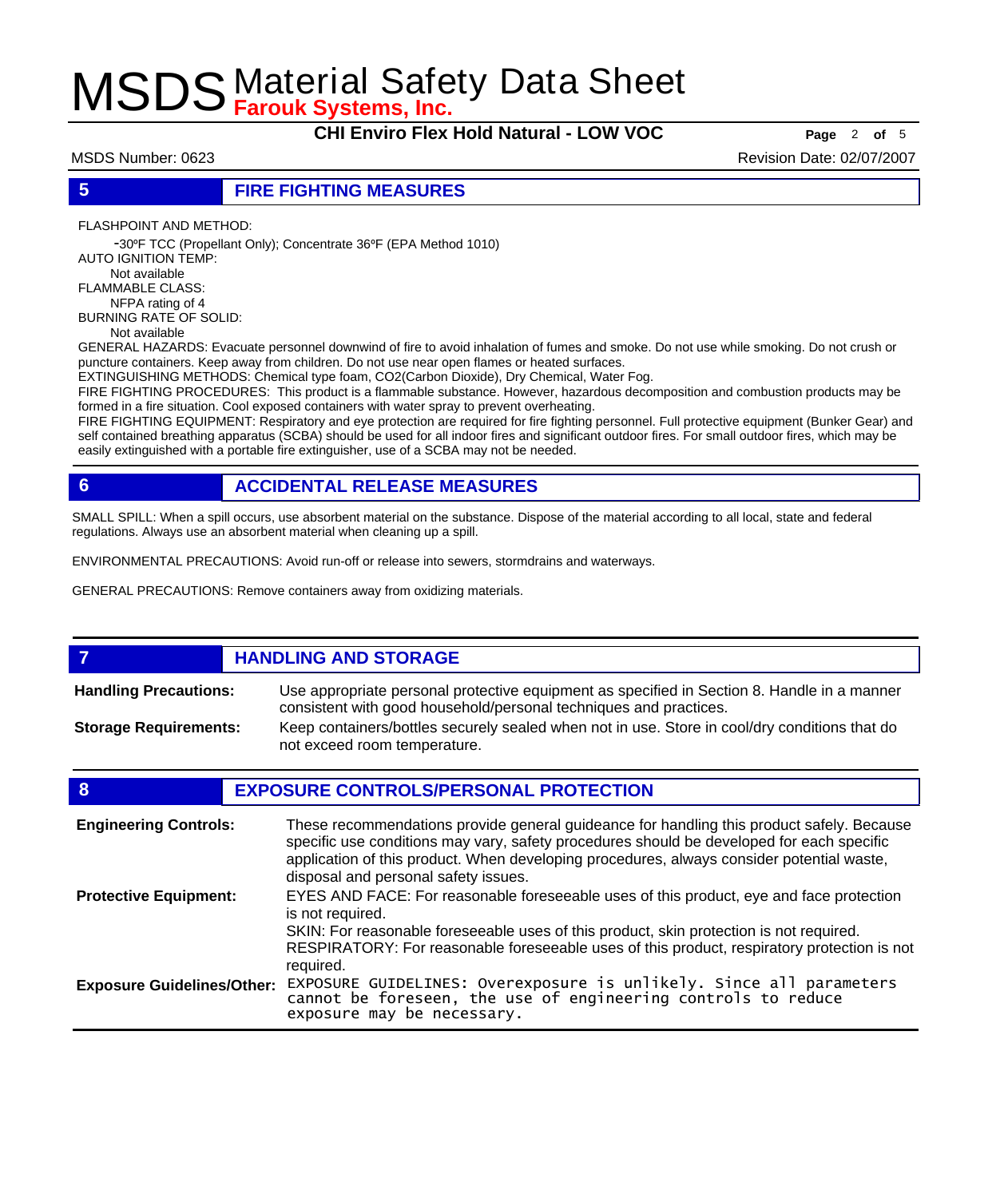## 5 FIRE FIGHTING MEASURES

FLASHPOINT AND METHOD:

-30ºF TCC (Propellant Only); Concentrate 36ºF (EPA Method 1010)

AUTO IGNITION TEMP:

Not available

FLAMMABLE CLASS:

NFPA rating of 4

BURNING RATE OF SOLID:

Not available

GENERAL HAZARDS: Evacuate personnel downwind of fire to avoid inhalation of fumes and smoke. Do not use while smoking. Do not crush or puncture containers. Keep away from children. Do not use near open flames or heated surfaces.

EXTINGUISHING METHODS: Chemical type foam, CO2(Carbon Dioxide), Dry Chemical, Water Fog.

FIRE FIGHTING PROCEDURES: This product is a flammable substance. However, hazardous decomposition and combustion products may be formed in a fire situation. Cool exposed containers with water spray to prevent overheating.

FIRE FIGHTING EQUIPMENT: Respiratory and eye protection are required for fire fighting personnel. Full protective equipment (Bunker Gear) and self contained breathing apparatus (SCBA) should be used for all indoor fires and significant outdoor fires. For small outdoor fires, which may be easily extinguished with a portable fire extinguisher, use of a SCBA may not be needed.

## 6 ACCIDENTAL RELEASE MEASURES

SMALL SPILL: When a spill occurs, use absorbent material on the substance. Dispose of the material according to all local, state and federal regulations. Always use an absorbent material when cleaning up a spill.

ENVIRONMENTAL PRECAUTIONS: Avoid run-off or release into sewers, stormdrains and waterways.

GENERAL PRECAUTIONS: Remove containers away from oxidizing materials.

## 7 HANDLING AND STORAGE

**Handling Precautions:** Use appropriate personal protective equipment as specified in Section 8. Handle in a manner consistent with good household/personal techniques and practices.

**Storage Requirements:** Keep containers/bottles securely sealed when not in use. Store in cool/dry conditions that do not exceed room temperature.

## 8 EXPOSURE CONTROLS/PERSONAL PROTECTION

**Engineering Controls:** These recommendations provide general guideance for handling this product safely. Because specific use conditions may vary, safety procedures should be developed for each specific application of this product. When developing procedures, always consider potential waste, disposal and personal safety issues.

**Protective Equipment:** EYES AND FACE: For reasonable foreseeable uses of this product, eye and face protection is not required.
SKIN: For reasonable foreseeable uses of this product, skin protection is not required.
RESPIRATORY: For reasonable foreseeable uses of this product, respiratory protection is not required.

**Exposure Guidelines/Other:** EXPOSURE GUIDELINES: Overexposure is unlikely. Since all parameters cannot be foreseen, the use of engineering controls to reduce exposure may be necessary.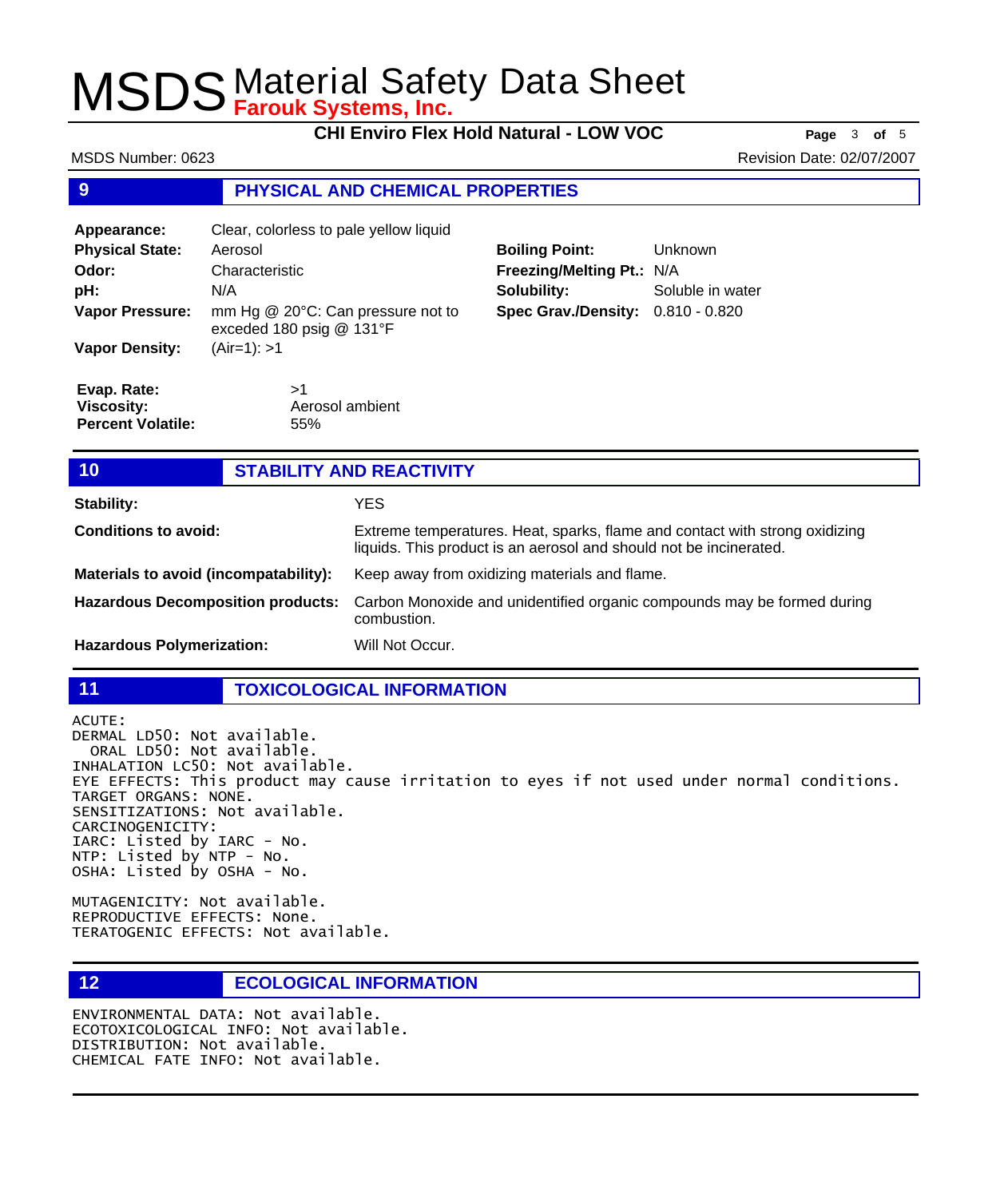# MSDS Material Safety Data Sheet

**Farouk Systems, Inc.**

**CHI Enviro Flex Hold Natural - LOW VOC**

MSDS Number: 0623

Revision Date: 02/07/2007

## 9 PHYSICAL AND CHEMICAL PROPERTIES

**Appearance:** Clear, colorless to pale yellow liquid
**Physical State:** Aerosol
**Odor:** Characteristic
**pH:** N/A
**Vapor Pressure:** mm Hg @ 20°C: Can pressure not to exceded 180 psig @ 131°F
**Vapor Density:** (Air=1): >1

**Boiling Point:** Unknown
**Freezing/Melting Pt.:** N/A
**Solubility:** Soluble in water
**Spec Grav./Density:** 0.810 - 0.820

**Evap. Rate:** >1
**Viscosity:** Aerosol ambient
**Percent Volatile:** 55%

## 10 STABILITY AND REACTIVITY

**Stability:** YES

**Conditions to avoid:** Extreme temperatures. Heat, sparks, flame and contact with strong oxidizing liquids. This product is an aerosol and should not be incinerated.

**Materials to avoid (incompatability):** Keep away from oxidizing materials and flame.

**Hazardous Decomposition products:** Carbon Monoxide and unidentified organic compounds may be formed during combustion.

**Hazardous Polymerization:** Will Not Occur.

## 11 TOXICOLOGICAL INFORMATION

ACUTE:
DERMAL LD50: Not available.
ORAL LD50: Not available.
INHALATION LC50: Not available.
EYE EFFECTS: This product may cause irritation to eyes if not used under normal conditions.
TARGET ORGANS: NONE.
SENSITIZATIONS: Not available.
CARCINOGENICITY:
IARC: Listed by IARC - No.
NTP: Listed by NTP - No.
OSHA: Listed by OSHA - No.

MUTAGENICITY: Not available.
REPRODUCTIVE EFFECTS: None.
TERATOGENIC EFFECTS: Not available.

## 12 ECOLOGICAL INFORMATION

ENVIRONMENTAL DATA: Not available.
ECOTOXICOLOGICAL INFO: Not available.
DISTRIBUTION: Not available.
CHEMICAL FATE INFO: Not available.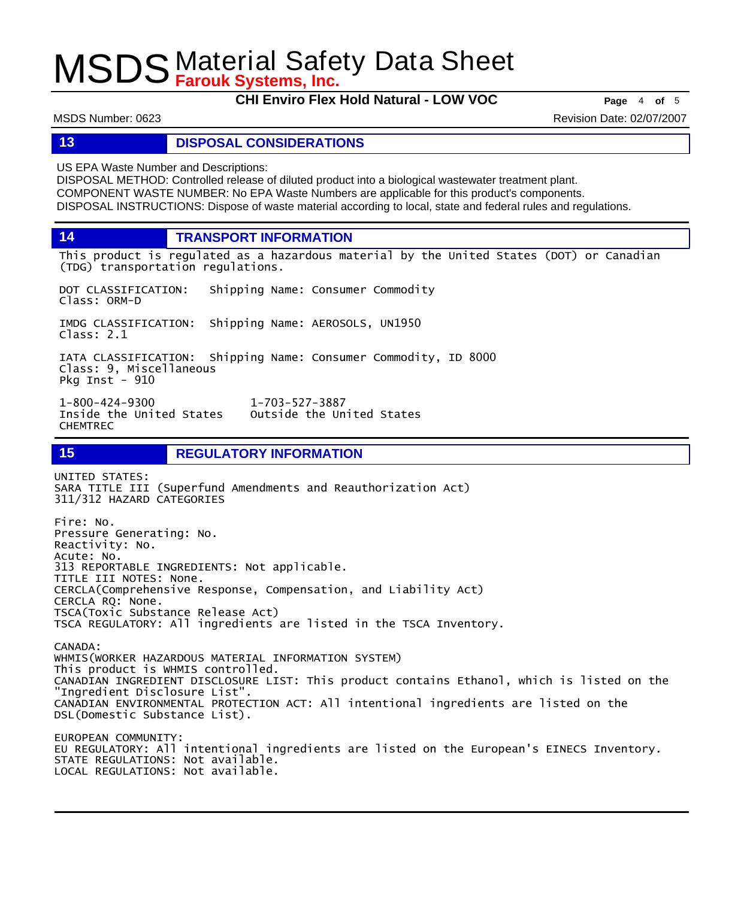## 13 DISPOSAL CONSIDERATIONS

US EPA Waste Number and Descriptions:
DISPOSAL METHOD: Controlled release of diluted product into a biological wastewater treatment plant.
COMPONENT WASTE NUMBER: No EPA Waste Numbers are applicable for this product's components.
DISPOSAL INSTRUCTIONS: Dispose of waste material according to local, state and federal rules and regulations.

## 14 TRANSPORT INFORMATION

This product is regulated as a hazardous material by the United States (DOT) or Canadian (TDG) transportation regulations.

DOT CLASSIFICATION: Shipping Name: Consumer Commodity
Class: ORM-D

IMDG CLASSIFICATION: Shipping Name: AEROSOLS, UN1950
Class: 2.1

IATA CLASSIFICATION: Shipping Name: Consumer Commodity, ID 8000
Class: 9, Miscellaneous
Pkg Inst - 910

| 1-800-424-9300 | 1-703-527-3887 |
|---|---|
| Inside the United States | Outside the United States |
| CHEMTREC | |

## 15 REGULATORY INFORMATION

UNITED STATES:
SARA TITLE III (Superfund Amendments and Reauthorization Act)
311/312 HAZARD CATEGORIES

Fire: No.
Pressure Generating: No.
Reactivity: No.
Acute: No.
313 REPORTABLE INGREDIENTS: Not applicable.
TITLE III NOTES: None.
CERCLA(Comprehensive Response, Compensation, and Liability Act)
CERCLA RQ: None.
TSCA(Toxic Substance Release Act)
TSCA REGULATORY: All ingredients are listed in the TSCA Inventory.

CANADA:
WHMIS(WORKER HAZARDOUS MATERIAL INFORMATION SYSTEM)
This product is WHMIS controlled.
CANADIAN INGREDIENT DISCLOSURE LIST: This product contains Ethanol, which is listed on the "Ingredient Disclosure List".
CANADIAN ENVIRONMENTAL PROTECTION ACT: All intentional ingredients are listed on the DSL(Domestic Substance List).

EUROPEAN COMMUNITY:
EU REGULATORY: All intentional ingredients are listed on the European's EINECS Inventory.
STATE REGULATIONS: Not available.
LOCAL REGULATIONS: Not available.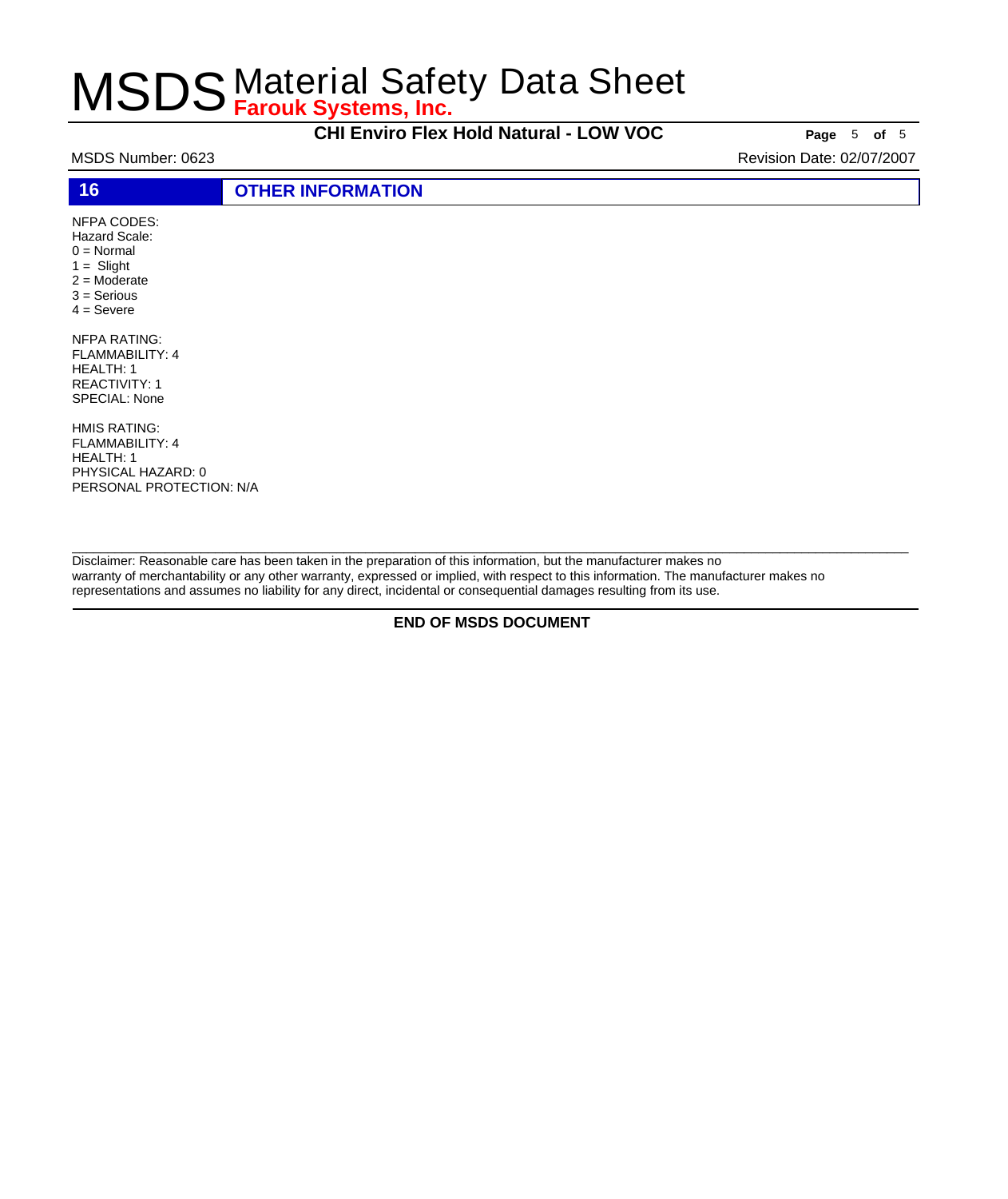## 16 OTHER INFORMATION

NFPA CODES:
Hazard Scale:
0 = Normal
1 = Slight
2 = Moderate
3 = Serious
4 = Severe

NFPA RATING:
FLAMMABILITY: 4
HEALTH: 1
REACTIVITY: 1
SPECIAL: None

HMIS RATING:
FLAMMABILITY: 4
HEALTH: 1
PHYSICAL HAZARD: 0
PERSONAL PROTECTION: N/A

---

Disclaimer: Reasonable care has been taken in the preparation of this information, but the manufacturer makes no warranty of merchantability or any other warranty, expressed or implied, with respect to this information. The manufacturer makes no representations and assumes no liability for any direct, incidental or consequential damages resulting from its use.

---

**END OF MSDS DOCUMENT**